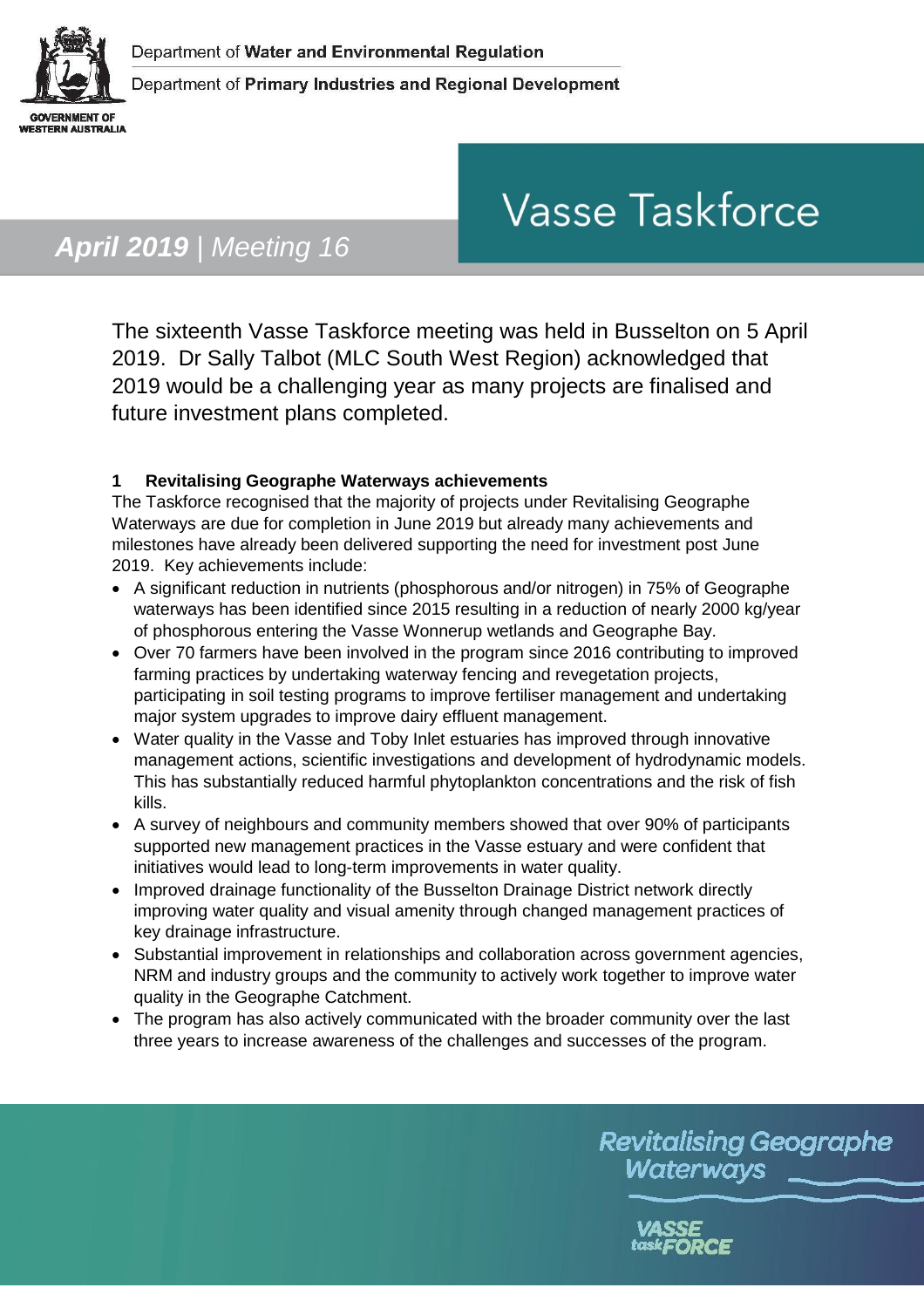Department of **Water and Environmental Regulation**

Department of **Primary Industries and Regional Development**

GOVERNMENT OF WESTERN AUSTRALIA

# Vasse Taskforce

***April 2019** | Meeting 16*

The sixteenth Vasse Taskforce meeting was held in Busselton on 5 April 2019. Dr Sally Talbot (MLC South West Region) acknowledged that 2019 would be a challenging year as many projects are finalised and future investment plans completed.

### 1 Revitalising Geographe Waterways achievements

The Taskforce recognised that the majority of projects under Revitalising Geographe Waterways are due for completion in June 2019 but already many achievements and milestones have already been delivered supporting the need for investment post June 2019. Key achievements include:

- A significant reduction in nutrients (phosphorous and/or nitrogen) in 75% of Geographe waterways has been identified since 2015 resulting in a reduction of nearly 2000 kg/year of phosphorous entering the Vasse Wonnerup wetlands and Geographe Bay.
- Over 70 farmers have been involved in the program since 2016 contributing to improved farming practices by undertaking waterway fencing and revegetation projects, participating in soil testing programs to improve fertiliser management and undertaking major system upgrades to improve dairy effluent management.
- Water quality in the Vasse and Toby Inlet estuaries has improved through innovative management actions, scientific investigations and development of hydrodynamic models. This has substantially reduced harmful phytoplankton concentrations and the risk of fish kills.
- A survey of neighbours and community members showed that over 90% of participants supported new management practices in the Vasse estuary and were confident that initiatives would lead to long-term improvements in water quality.
- Improved drainage functionality of the Busselton Drainage District network directly improving water quality and visual amenity through changed management practices of key drainage infrastructure.
- Substantial improvement in relationships and collaboration across government agencies, NRM and industry groups and the community to actively work together to improve water quality in the Geographe Catchment.
- The program has also actively communicated with the broader community over the last three years to increase awareness of the challenges and successes of the program.

Revitalising Geographe Waterways

VASSE taskFORCE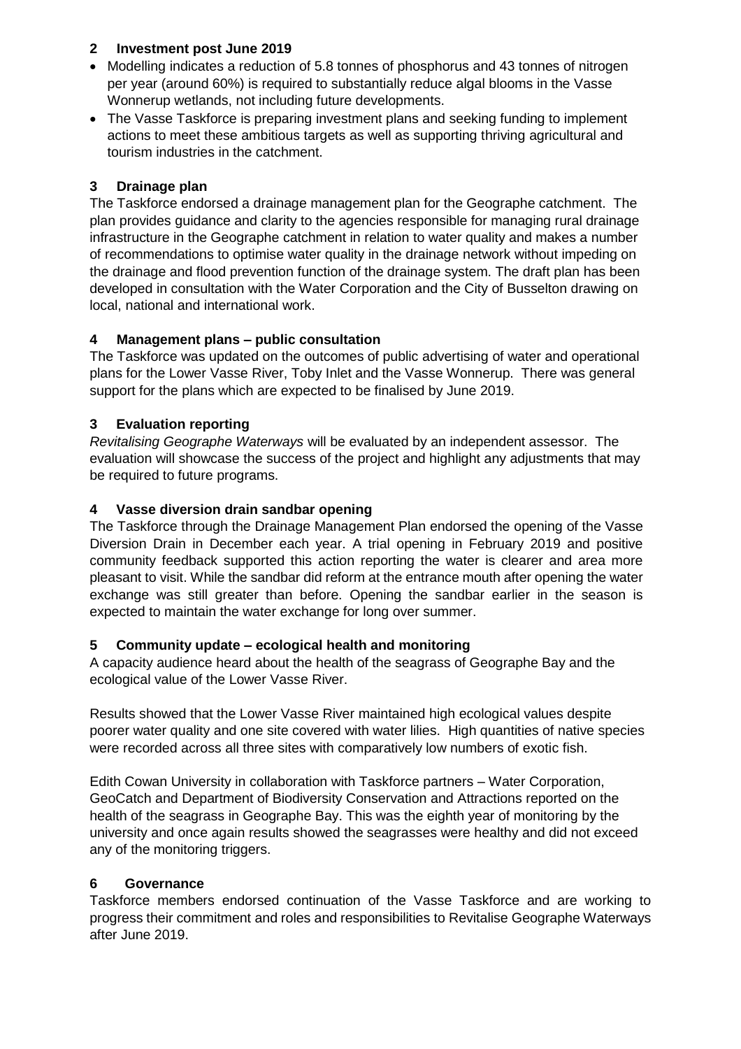## 2 Investment post June 2019

- Modelling indicates a reduction of 5.8 tonnes of phosphorus and 43 tonnes of nitrogen per year (around 60%) is required to substantially reduce algal blooms in the Vasse Wonnerup wetlands, not including future developments.
- The Vasse Taskforce is preparing investment plans and seeking funding to implement actions to meet these ambitious targets as well as supporting thriving agricultural and tourism industries in the catchment.

## 3 Drainage plan

The Taskforce endorsed a drainage management plan for the Geographe catchment. The plan provides guidance and clarity to the agencies responsible for managing rural drainage infrastructure in the Geographe catchment in relation to water quality and makes a number of recommendations to optimise water quality in the drainage network without impeding on the drainage and flood prevention function of the drainage system. The draft plan has been developed in consultation with the Water Corporation and the City of Busselton drawing on local, national and international work.

## 4 Management plans – public consultation

The Taskforce was updated on the outcomes of public advertising of water and operational plans for the Lower Vasse River, Toby Inlet and the Vasse Wonnerup. There was general support for the plans which are expected to be finalised by June 2019.

## 3 Evaluation reporting

*Revitalising Geographe Waterways* will be evaluated by an independent assessor. The evaluation will showcase the success of the project and highlight any adjustments that may be required to future programs.

## 4 Vasse diversion drain sandbar opening

The Taskforce through the Drainage Management Plan endorsed the opening of the Vasse Diversion Drain in December each year. A trial opening in February 2019 and positive community feedback supported this action reporting the water is clearer and area more pleasant to visit. While the sandbar did reform at the entrance mouth after opening the water exchange was still greater than before. Opening the sandbar earlier in the season is expected to maintain the water exchange for long over summer.

## 5 Community update – ecological health and monitoring

A capacity audience heard about the health of the seagrass of Geographe Bay and the ecological value of the Lower Vasse River.

Results showed that the Lower Vasse River maintained high ecological values despite poorer water quality and one site covered with water lilies. High quantities of native species were recorded across all three sites with comparatively low numbers of exotic fish.

Edith Cowan University in collaboration with Taskforce partners – Water Corporation, GeoCatch and Department of Biodiversity Conservation and Attractions reported on the health of the seagrass in Geographe Bay. This was the eighth year of monitoring by the university and once again results showed the seagrasses were healthy and did not exceed any of the monitoring triggers.

## 6 Governance

Taskforce members endorsed continuation of the Vasse Taskforce and are working to progress their commitment and roles and responsibilities to Revitalise Geographe Waterways after June 2019.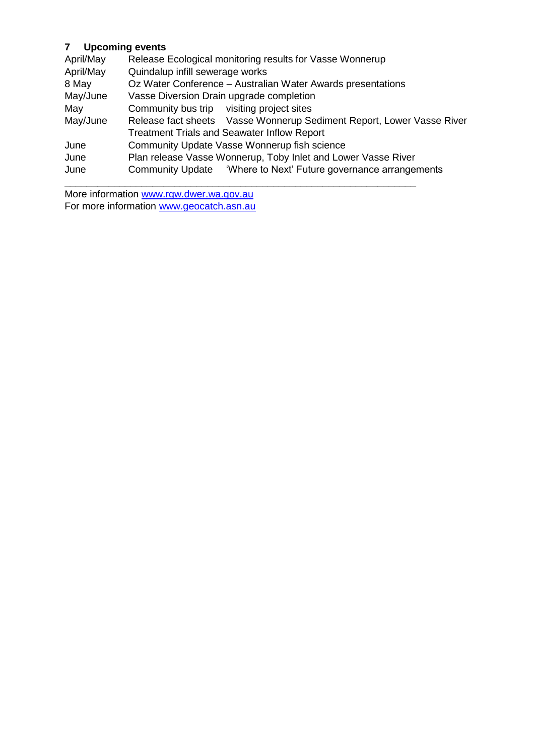## 7 Upcoming events

| | |
|---|---|
| April/May | Release Ecological monitoring results for Vasse Wonnerup |
| April/May | Quindalup infill sewerage works |
| 8 May | Oz Water Conference – Australian Water Awards presentations |
| May/June | Vasse Diversion Drain upgrade completion |
| May | Community bus trip visiting project sites |
| May/June | Release fact sheets Vasse Wonnerup Sediment Report, Lower Vasse River Treatment Trials and Seawater Inflow Report |
| June | Community Update Vasse Wonnerup fish science |
| June | Plan release Vasse Wonnerup, Toby Inlet and Lower Vasse River |
| June | Community Update 'Where to Next' Future governance arrangements |

---

More information www.rgw.dwer.wa.gov.au
For more information www.geocatch.asn.au